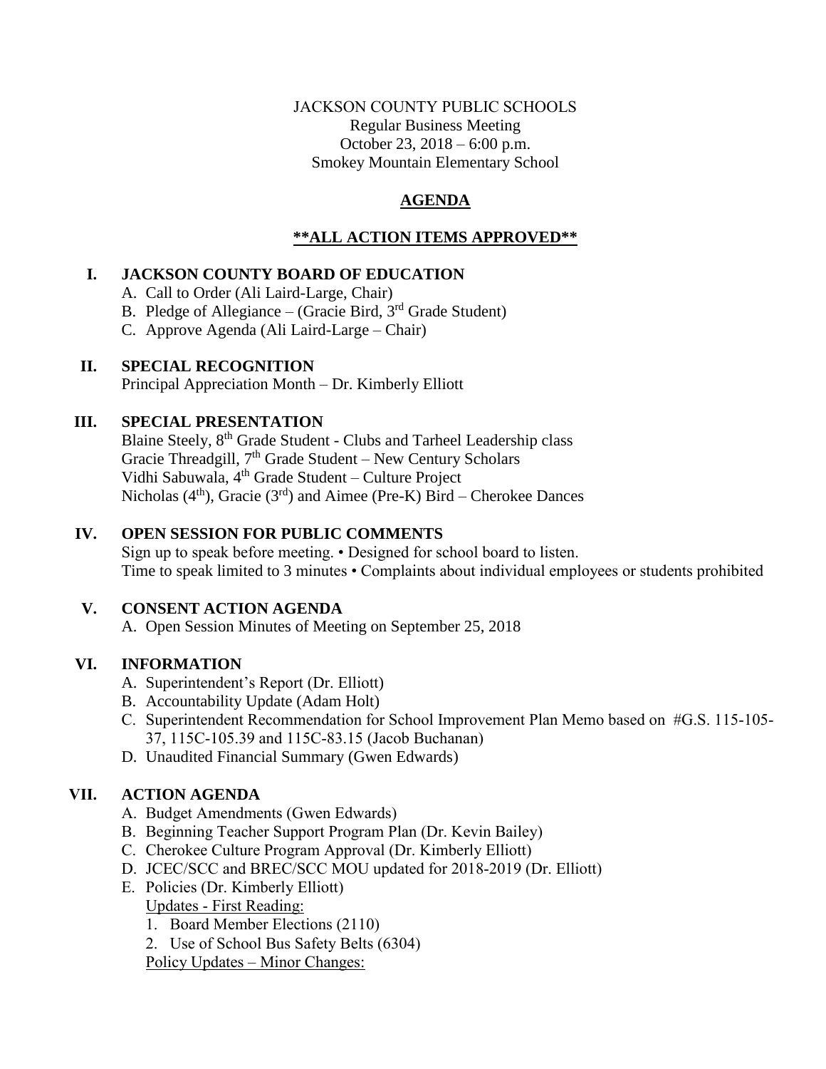JACKSON COUNTY PUBLIC SCHOOLS
Regular Business Meeting
October 23, 2018 – 6:00 p.m.
Smokey Mountain Elementary School

# AGENDA

## **ALL ACTION ITEMS APPROVED**

**I. JACKSON COUNTY BOARD OF EDUCATION**

A. Call to Order (Ali Laird-Large, Chair)
B. Pledge of Allegiance – (Gracie Bird, 3rd Grade Student)
C. Approve Agenda (Ali Laird-Large – Chair)

**II. SPECIAL RECOGNITION**

Principal Appreciation Month – Dr. Kimberly Elliott

**III. SPECIAL PRESENTATION**

Blaine Steely, 8th Grade Student - Clubs and Tarheel Leadership class
Gracie Threadgill, 7th Grade Student – New Century Scholars
Vidhi Sabuwala, 4th Grade Student – Culture Project
Nicholas (4th), Gracie (3rd) and Aimee (Pre-K) Bird – Cherokee Dances

**IV. OPEN SESSION FOR PUBLIC COMMENTS**

Sign up to speak before meeting. • Designed for school board to listen.
Time to speak limited to 3 minutes • Complaints about individual employees or students prohibited

**V. CONSENT ACTION AGENDA**

A. Open Session Minutes of Meeting on September 25, 2018

**VI. INFORMATION**

A. Superintendent's Report (Dr. Elliott)
B. Accountability Update (Adam Holt)
C. Superintendent Recommendation for School Improvement Plan Memo based on #G.S. 115-105-37, 115C-105.39 and 115C-83.15 (Jacob Buchanan)
D. Unaudited Financial Summary (Gwen Edwards)

**VII. ACTION AGENDA**

A. Budget Amendments (Gwen Edwards)
B. Beginning Teacher Support Program Plan (Dr. Kevin Bailey)
C. Cherokee Culture Program Approval (Dr. Kimberly Elliott)
D. JCEC/SCC and BREC/SCC MOU updated for 2018-2019 (Dr. Elliott)
E. Policies (Dr. Kimberly Elliott)

Updates - First Reading:

1. Board Member Elections (2110)
2. Use of School Bus Safety Belts (6304)

Policy Updates – Minor Changes: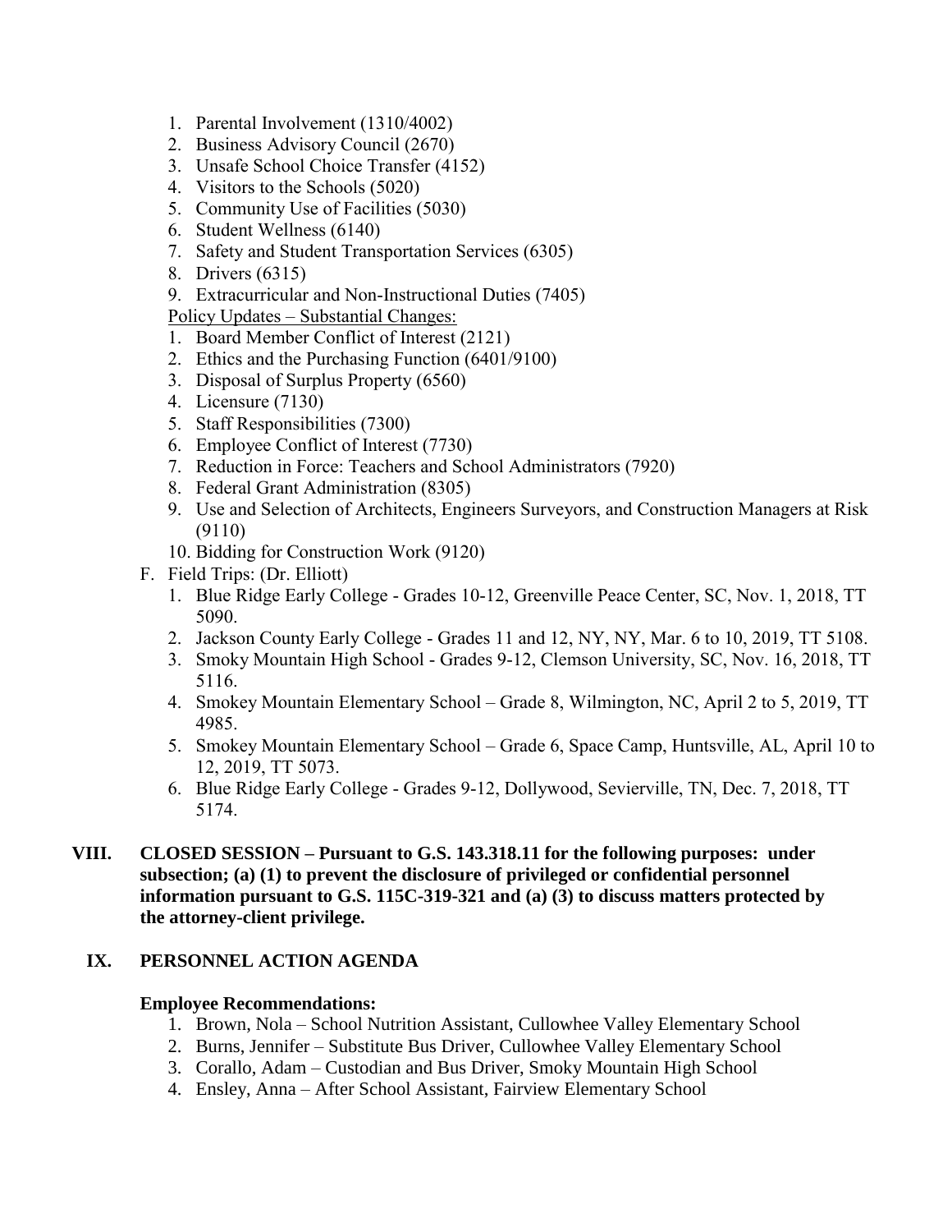1. Parental Involvement (1310/4002)
2. Business Advisory Council (2670)
3. Unsafe School Choice Transfer (4152)
4. Visitors to the Schools (5020)
5. Community Use of Facilities (5030)
6. Student Wellness (6140)
7. Safety and Student Transportation Services (6305)
8. Drivers (6315)
9. Extracurricular and Non-Instructional Duties (7405)

<u>Policy Updates – Substantial Changes:</u>

1. Board Member Conflict of Interest (2121)
2. Ethics and the Purchasing Function (6401/9100)
3. Disposal of Surplus Property (6560)
4. Licensure (7130)
5. Staff Responsibilities (7300)
6. Employee Conflict of Interest (7730)
7. Reduction in Force: Teachers and School Administrators (7920)
8. Federal Grant Administration (8305)
9. Use and Selection of Architects, Engineers Surveyors, and Construction Managers at Risk (9110)
10. Bidding for Construction Work (9120)

F. Field Trips: (Dr. Elliott)

1. Blue Ridge Early College - Grades 10-12, Greenville Peace Center, SC, Nov. 1, 2018, TT 5090.
2. Jackson County Early College - Grades 11 and 12, NY, NY, Mar. 6 to 10, 2019, TT 5108.
3. Smoky Mountain High School - Grades 9-12, Clemson University, SC, Nov. 16, 2018, TT 5116.
4. Smokey Mountain Elementary School – Grade 8, Wilmington, NC, April 2 to 5, 2019, TT 4985.
5. Smokey Mountain Elementary School – Grade 6, Space Camp, Huntsville, AL, April 10 to 12, 2019, TT 5073.
6. Blue Ridge Early College - Grades 9-12, Dollywood, Sevierville, TN, Dec. 7, 2018, TT 5174.

**VIII. CLOSED SESSION – Pursuant to G.S. 143.318.11 for the following purposes: under subsection; (a) (1) to prevent the disclosure of privileged or confidential personnel information pursuant to G.S. 115C-319-321 and (a) (3) to discuss matters protected by the attorney-client privilege.**

**IX. PERSONNEL ACTION AGENDA**

**Employee Recommendations:**

1. Brown, Nola – School Nutrition Assistant, Cullowhee Valley Elementary School
2. Burns, Jennifer – Substitute Bus Driver, Cullowhee Valley Elementary School
3. Corallo, Adam – Custodian and Bus Driver, Smoky Mountain High School
4. Ensley, Anna – After School Assistant, Fairview Elementary School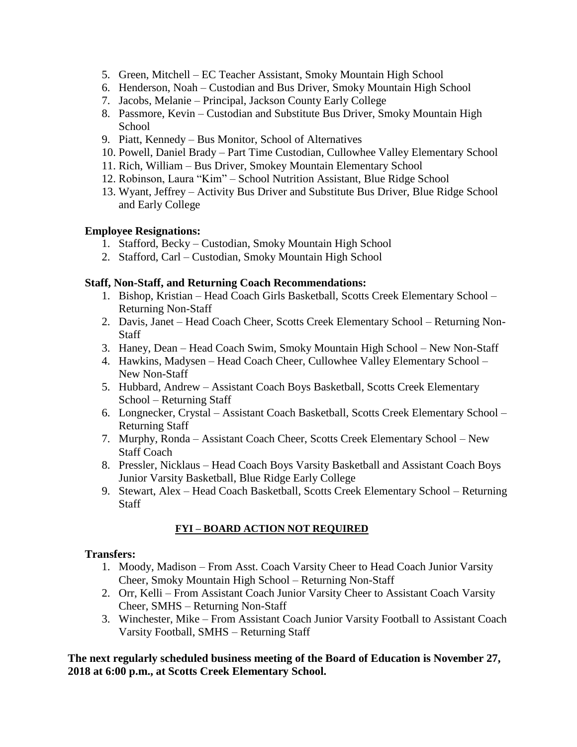5. Green, Mitchell – EC Teacher Assistant, Smoky Mountain High School
6. Henderson, Noah – Custodian and Bus Driver, Smoky Mountain High School
7. Jacobs, Melanie – Principal, Jackson County Early College
8. Passmore, Kevin – Custodian and Substitute Bus Driver, Smoky Mountain High School
9. Piatt, Kennedy – Bus Monitor, School of Alternatives
10. Powell, Daniel Brady – Part Time Custodian, Cullowhee Valley Elementary School
11. Rich, William – Bus Driver, Smokey Mountain Elementary School
12. Robinson, Laura "Kim" – School Nutrition Assistant, Blue Ridge School
13. Wyant, Jeffrey – Activity Bus Driver and Substitute Bus Driver, Blue Ridge School and Early College

**Employee Resignations:**

1. Stafford, Becky – Custodian, Smoky Mountain High School
2. Stafford, Carl – Custodian, Smoky Mountain High School

**Staff, Non-Staff, and Returning Coach Recommendations:**

1. Bishop, Kristian – Head Coach Girls Basketball, Scotts Creek Elementary School – Returning Non-Staff
2. Davis, Janet – Head Coach Cheer, Scotts Creek Elementary School – Returning Non-Staff
3. Haney, Dean – Head Coach Swim, Smoky Mountain High School – New Non-Staff
4. Hawkins, Madysen – Head Coach Cheer, Cullowhee Valley Elementary School – New Non-Staff
5. Hubbard, Andrew – Assistant Coach Boys Basketball, Scotts Creek Elementary School – Returning Staff
6. Longnecker, Crystal – Assistant Coach Basketball, Scotts Creek Elementary School – Returning Staff
7. Murphy, Ronda – Assistant Coach Cheer, Scotts Creek Elementary School – New Staff Coach
8. Pressler, Nicklaus – Head Coach Boys Varsity Basketball and Assistant Coach Boys Junior Varsity Basketball, Blue Ridge Early College
9. Stewart, Alex – Head Coach Basketball, Scotts Creek Elementary School – Returning Staff

**FYI – BOARD ACTION NOT REQUIRED**

**Transfers:**

1. Moody, Madison – From Asst. Coach Varsity Cheer to Head Coach Junior Varsity Cheer, Smoky Mountain High School – Returning Non-Staff
2. Orr, Kelli – From Assistant Coach Junior Varsity Cheer to Assistant Coach Varsity Cheer, SMHS – Returning Non-Staff
3. Winchester, Mike – From Assistant Coach Junior Varsity Football to Assistant Coach Varsity Football, SMHS – Returning Staff

**The next regularly scheduled business meeting of the Board of Education is November 27, 2018 at 6:00 p.m., at Scotts Creek Elementary School.**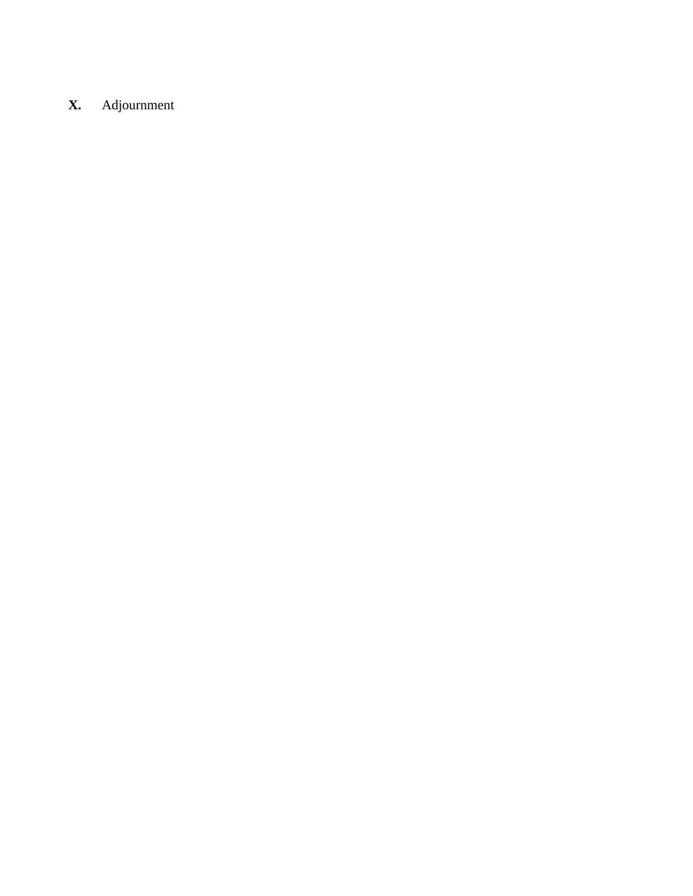**X.** Adjournment